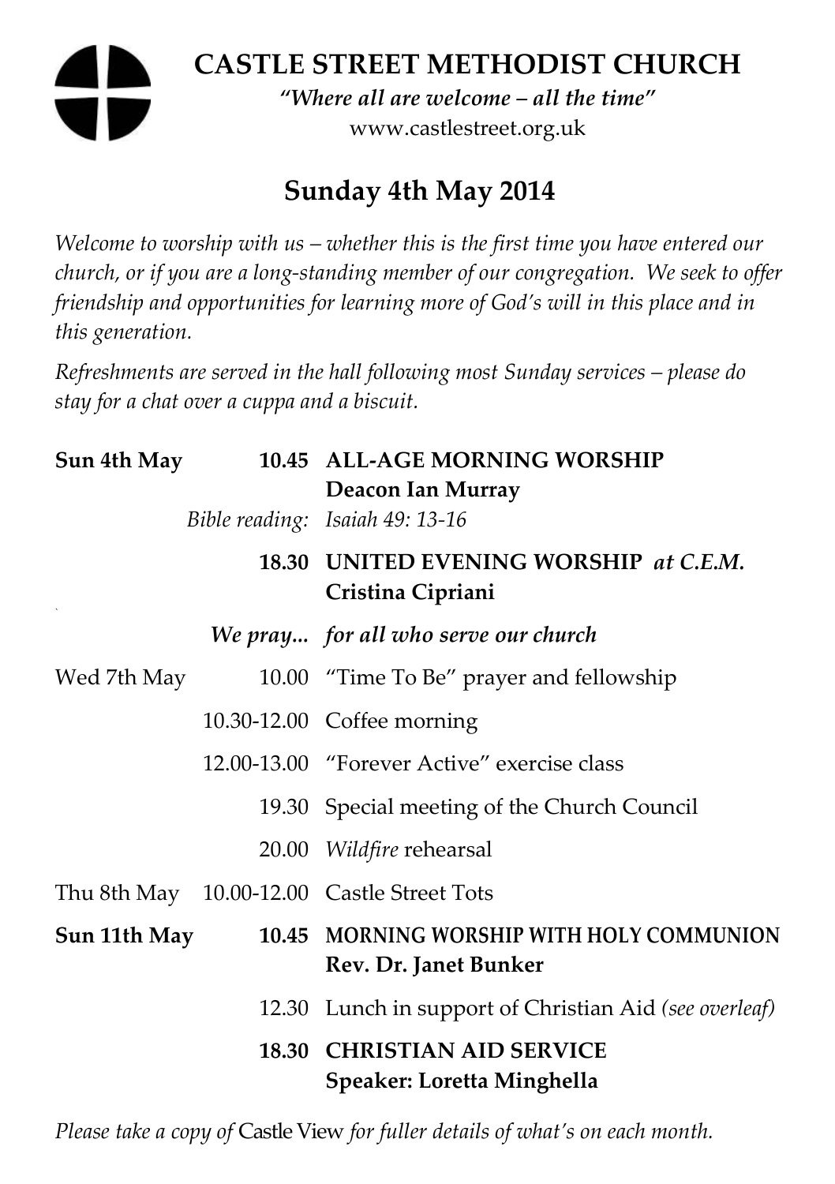# CASTLE STREET METHODIST CHURCH

*"Where all are welcome – all the time"*

www.castlestreet.org.uk

## Sunday 4th May 2014

*Welcome to worship with us – whether this is the first time you have entered our church, or if you are a long-standing member of our congregation. We seek to offer friendship and opportunities for learning more of God's will in this place and in this generation.*

*Refreshments are served in the hall following most Sunday services – please do stay for a chat over a cuppa and a biscuit.*

| | | |
|---|---|---|
| **Sun 4th May** | **10.45** | **ALL-AGE MORNING WORSHIP**<br>**Deacon Ian Murray** |
| | *Bible reading:* | *Isaiah 49: 13-16* |
| | **18.30** | **UNITED EVENING WORSHIP** ***at C.E.M.***<br>**Cristina Cipriani** |
| | ***We pray...*** | ***for all who serve our church*** |
| Wed 7th May | 10.00 | "Time To Be" prayer and fellowship |
| | 10.30-12.00 | Coffee morning |
| | 12.00-13.00 | "Forever Active" exercise class |
| | 19.30 | Special meeting of the Church Council |
| | 20.00 | *Wildfire* rehearsal |
| Thu 8th May | 10.00-12.00 | Castle Street Tots |
| **Sun 11th May** | **10.45** | **MORNING WORSHIP WITH HOLY COMMUNION**<br>**Rev. Dr. Janet Bunker** |
| | 12.30 | Lunch in support of Christian Aid *(see overleaf)* |
| | **18.30** | **CHRISTIAN AID SERVICE**<br>**Speaker: Loretta Minghella** |

*Please take a copy of* Castle View *for fuller details of what's on each month.*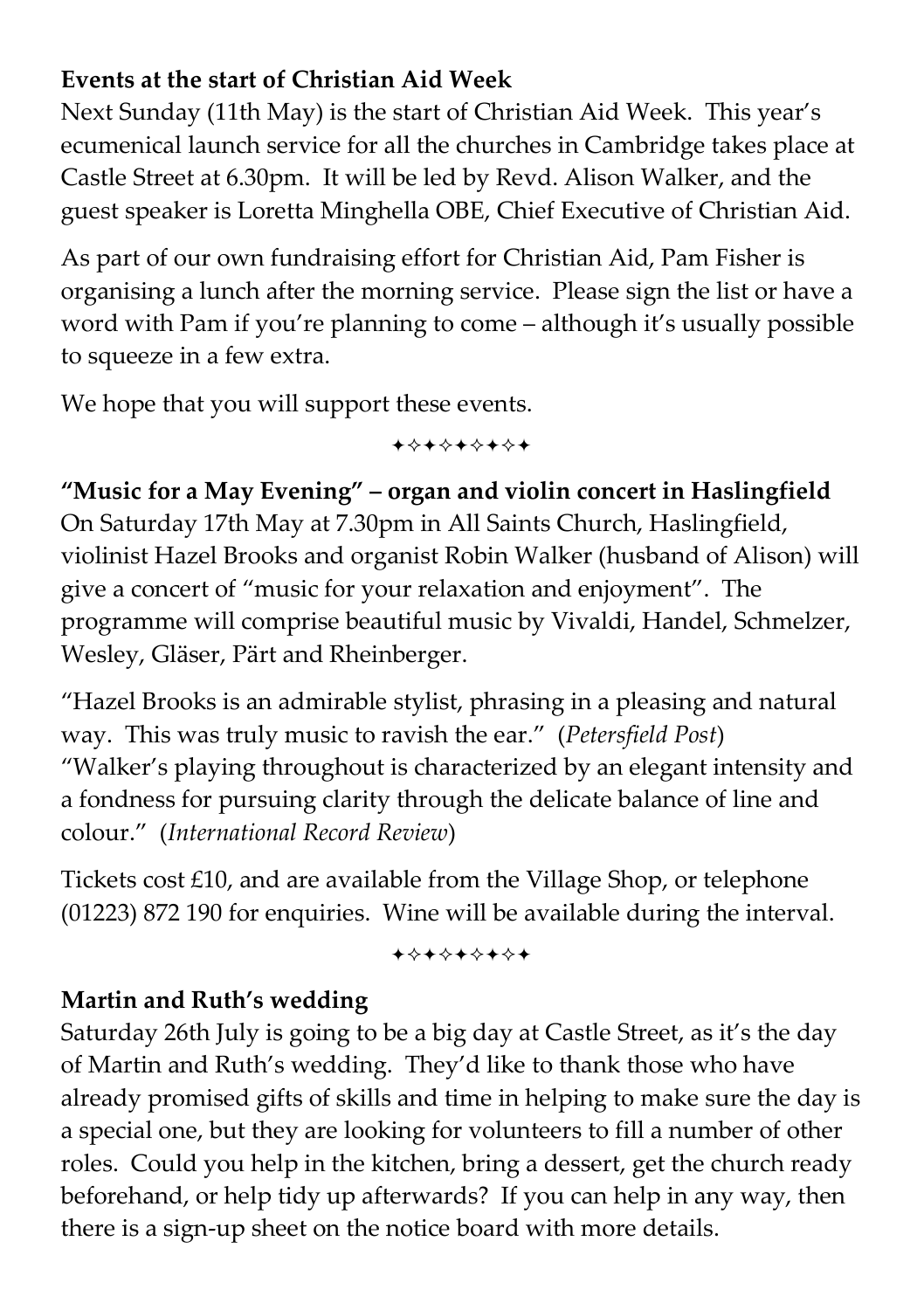**Events at the start of Christian Aid Week**

Next Sunday (11th May) is the start of Christian Aid Week. This year's ecumenical launch service for all the churches in Cambridge takes place at Castle Street at 6.30pm. It will be led by Revd. Alison Walker, and the guest speaker is Loretta Minghella OBE, Chief Executive of Christian Aid.

As part of our own fundraising effort for Christian Aid, Pam Fisher is organising a lunch after the morning service. Please sign the list or have a word with Pam if you're planning to come – although it's usually possible to squeeze in a few extra.

We hope that you will support these events.

✦✧✦✧✦✧✦✧✦

**"Music for a May Evening" – organ and violin concert in Haslingfield**

On Saturday 17th May at 7.30pm in All Saints Church, Haslingfield, violinist Hazel Brooks and organist Robin Walker (husband of Alison) will give a concert of "music for your relaxation and enjoyment". The programme will comprise beautiful music by Vivaldi, Handel, Schmelzer, Wesley, Gläser, Pärt and Rheinberger.

"Hazel Brooks is an admirable stylist, phrasing in a pleasing and natural way. This was truly music to ravish the ear." (*Petersfield Post*)
"Walker's playing throughout is characterized by an elegant intensity and a fondness for pursuing clarity through the delicate balance of line and colour." (*International Record Review*)

Tickets cost £10, and are available from the Village Shop, or telephone (01223) 872 190 for enquiries. Wine will be available during the interval.

✦✧✦✧✦✧✦✧✦

**Martin and Ruth's wedding**

Saturday 26th July is going to be a big day at Castle Street, as it's the day of Martin and Ruth's wedding. They'd like to thank those who have already promised gifts of skills and time in helping to make sure the day is a special one, but they are looking for volunteers to fill a number of other roles. Could you help in the kitchen, bring a dessert, get the church ready beforehand, or help tidy up afterwards? If you can help in any way, then there is a sign-up sheet on the notice board with more details.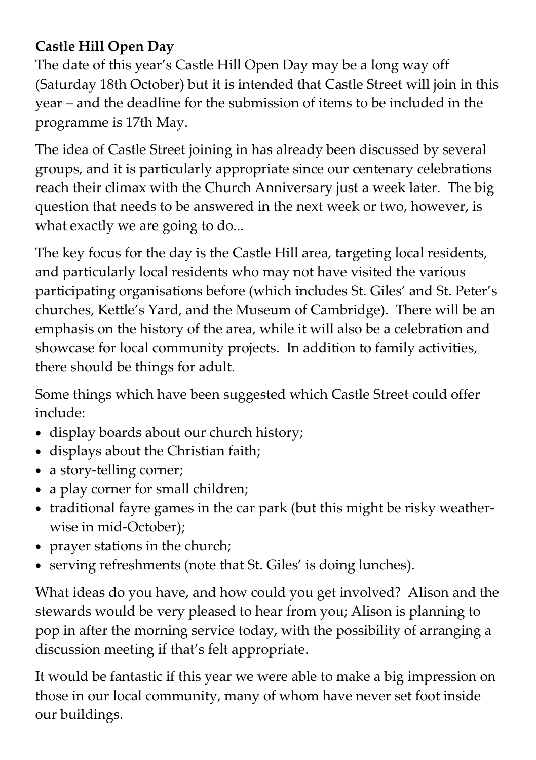**Castle Hill Open Day**

The date of this year's Castle Hill Open Day may be a long way off (Saturday 18th October) but it is intended that Castle Street will join in this year – and the deadline for the submission of items to be included in the programme is 17th May.

The idea of Castle Street joining in has already been discussed by several groups, and it is particularly appropriate since our centenary celebrations reach their climax with the Church Anniversary just a week later. The big question that needs to be answered in the next week or two, however, is what exactly we are going to do...

The key focus for the day is the Castle Hill area, targeting local residents, and particularly local residents who may not have visited the various participating organisations before (which includes St. Giles' and St. Peter's churches, Kettle's Yard, and the Museum of Cambridge). There will be an emphasis on the history of the area, while it will also be a celebration and showcase for local community projects. In addition to family activities, there should be things for adult.

Some things which have been suggested which Castle Street could offer include:

- display boards about our church history;
- displays about the Christian faith;
- a story-telling corner;
- a play corner for small children;
- traditional fayre games in the car park (but this might be risky weather-wise in mid-October);
- prayer stations in the church;
- serving refreshments (note that St. Giles' is doing lunches).

What ideas do you have, and how could you get involved? Alison and the stewards would be very pleased to hear from you; Alison is planning to pop in after the morning service today, with the possibility of arranging a discussion meeting if that's felt appropriate.

It would be fantastic if this year we were able to make a big impression on those in our local community, many of whom have never set foot inside our buildings.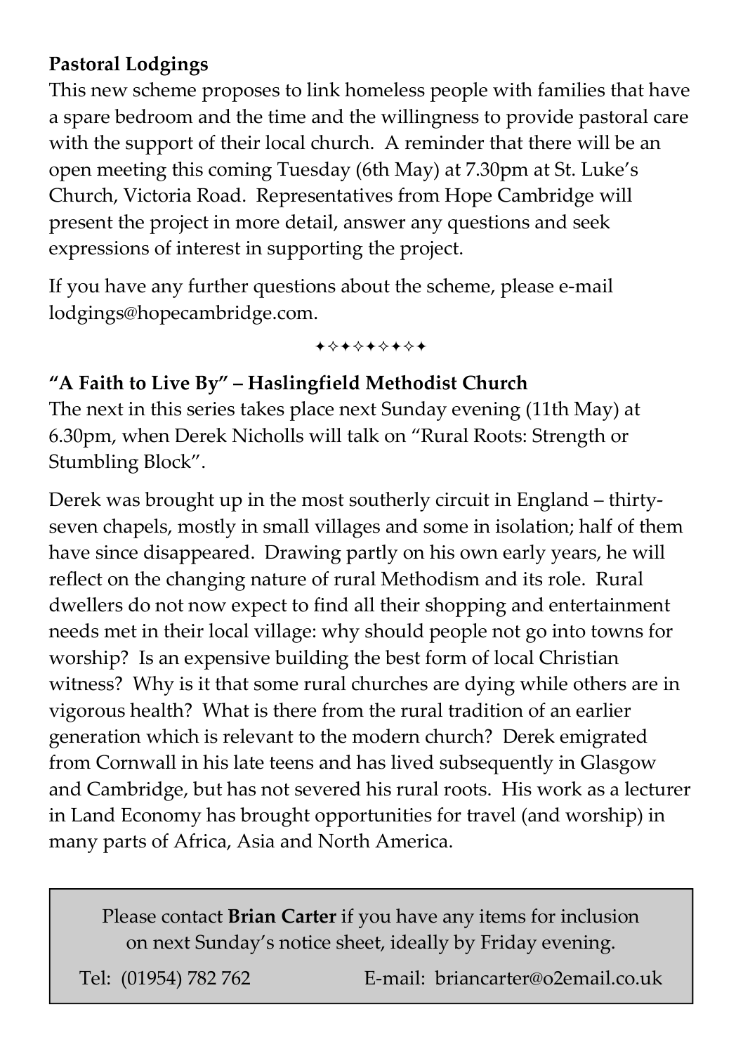**Pastoral Lodgings**

This new scheme proposes to link homeless people with families that have a spare bedroom and the time and the willingness to provide pastoral care with the support of their local church. A reminder that there will be an open meeting this coming Tuesday (6th May) at 7.30pm at St. Luke's Church, Victoria Road. Representatives from Hope Cambridge will present the project in more detail, answer any questions and seek expressions of interest in supporting the project.

If you have any further questions about the scheme, please e-mail lodgings@hopecambridge.com.

✦✧✦✧✦✧✦✧✦

**"A Faith to Live By" – Haslingfield Methodist Church**

The next in this series takes place next Sunday evening (11th May) at 6.30pm, when Derek Nicholls will talk on "Rural Roots: Strength or Stumbling Block".

Derek was brought up in the most southerly circuit in England – thirty-seven chapels, mostly in small villages and some in isolation; half of them have since disappeared. Drawing partly on his own early years, he will reflect on the changing nature of rural Methodism and its role. Rural dwellers do not now expect to find all their shopping and entertainment needs met in their local village: why should people not go into towns for worship? Is an expensive building the best form of local Christian witness? Why is it that some rural churches are dying while others are in vigorous health? What is there from the rural tradition of an earlier generation which is relevant to the modern church? Derek emigrated from Cornwall in his late teens and has lived subsequently in Glasgow and Cambridge, but has not severed his rural roots. His work as a lecturer in Land Economy has brought opportunities for travel (and worship) in many parts of Africa, Asia and North America.

Please contact **Brian Carter** if you have any items for inclusion on next Sunday's notice sheet, ideally by Friday evening.

Tel: (01954) 782 762    E-mail: briancarter@o2email.co.uk